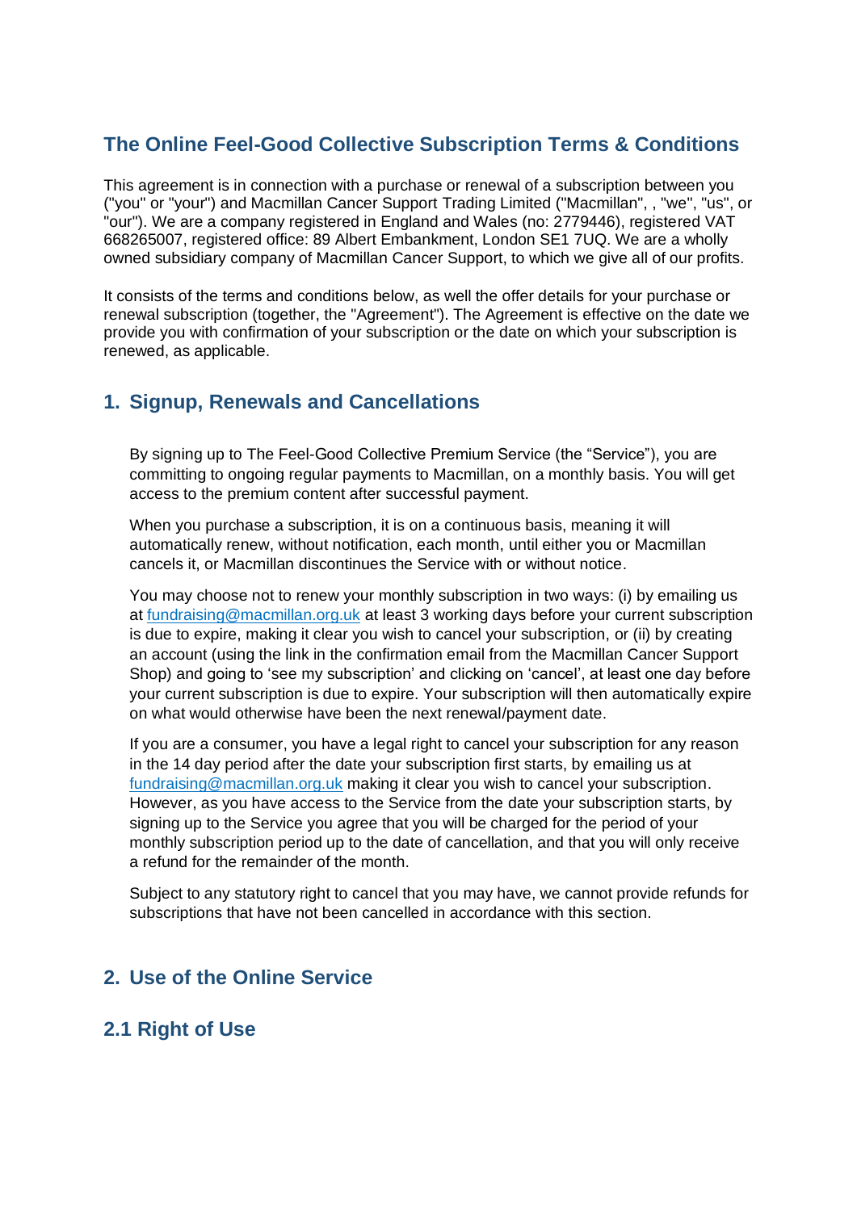# The Online Feel-Good Collective Subscription Terms & Conditions

This agreement is in connection with a purchase or renewal of a subscription between you ("you" or "your") and Macmillan Cancer Support Trading Limited ("Macmillan", , "we", "us", or "our"). We are a company registered in England and Wales (no: 2779446), registered VAT 668265007, registered office: 89 Albert Embankment, London SE1 7UQ. We are a wholly owned subsidiary company of Macmillan Cancer Support, to which we give all of our profits.

It consists of the terms and conditions below, as well the offer details for your purchase or renewal subscription (together, the "Agreement"). The Agreement is effective on the date we provide you with confirmation of your subscription or the date on which your subscription is renewed, as applicable.

## 1. Signup, Renewals and Cancellations

By signing up to The Feel-Good Collective Premium Service (the “Service”), you are committing to ongoing regular payments to Macmillan, on a monthly basis. You will get access to the premium content after successful payment.

When you purchase a subscription, it is on a continuous basis, meaning it will automatically renew, without notification, each month, until either you or Macmillan cancels it, or Macmillan discontinues the Service with or without notice.

You may choose not to renew your monthly subscription in two ways: (i) by emailing us at fundraising@macmillan.org.uk at least 3 working days before your current subscription is due to expire, making it clear you wish to cancel your subscription, or (ii) by creating an account (using the link in the confirmation email from the Macmillan Cancer Support Shop) and going to ‘see my subscription’ and clicking on ‘cancel’, at least one day before your current subscription is due to expire. Your subscription will then automatically expire on what would otherwise have been the next renewal/payment date.

If you are a consumer, you have a legal right to cancel your subscription for any reason in the 14 day period after the date your subscription first starts, by emailing us at fundraising@macmillan.org.uk making it clear you wish to cancel your subscription. However, as you have access to the Service from the date your subscription starts, by signing up to the Service you agree that you will be charged for the period of your monthly subscription period up to the date of cancellation, and that you will only receive a refund for the remainder of the month.

Subject to any statutory right to cancel that you may have, we cannot provide refunds for subscriptions that have not been cancelled in accordance with this section.

## 2. Use of the Online Service

### 2.1 Right of Use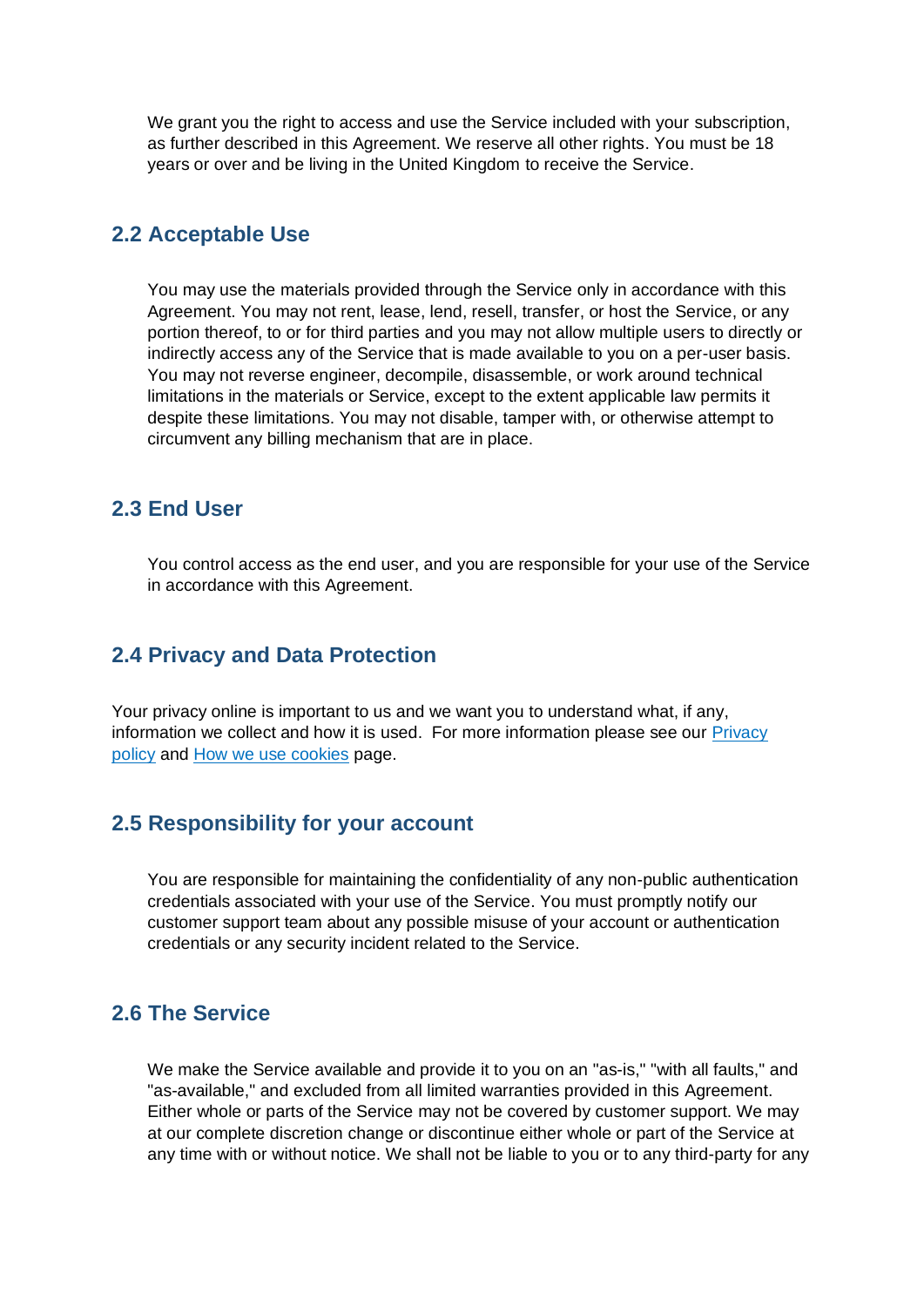We grant you the right to access and use the Service included with your subscription, as further described in this Agreement. We reserve all other rights. You must be 18 years or over and be living in the United Kingdom to receive the Service.

## 2.2 Acceptable Use

You may use the materials provided through the Service only in accordance with this Agreement. You may not rent, lease, lend, resell, transfer, or host the Service, or any portion thereof, to or for third parties and you may not allow multiple users to directly or indirectly access any of the Service that is made available to you on a per-user basis. You may not reverse engineer, decompile, disassemble, or work around technical limitations in the materials or Service, except to the extent applicable law permits it despite these limitations. You may not disable, tamper with, or otherwise attempt to circumvent any billing mechanism that are in place.

## 2.3 End User

You control access as the end user, and you are responsible for your use of the Service in accordance with this Agreement.

## 2.4 Privacy and Data Protection

Your privacy online is important to us and we want you to understand what, if any, information we collect and how it is used. For more information please see our [Privacy policy]() and [How we use cookies]() page.

## 2.5 Responsibility for your account

You are responsible for maintaining the confidentiality of any non-public authentication credentials associated with your use of the Service. You must promptly notify our customer support team about any possible misuse of your account or authentication credentials or any security incident related to the Service.

## 2.6 The Service

We make the Service available and provide it to you on an "as-is," "with all faults," and "as-available," and excluded from all limited warranties provided in this Agreement. Either whole or parts of the Service may not be covered by customer support. We may at our complete discretion change or discontinue either whole or part of the Service at any time with or without notice. We shall not be liable to you or to any third-party for any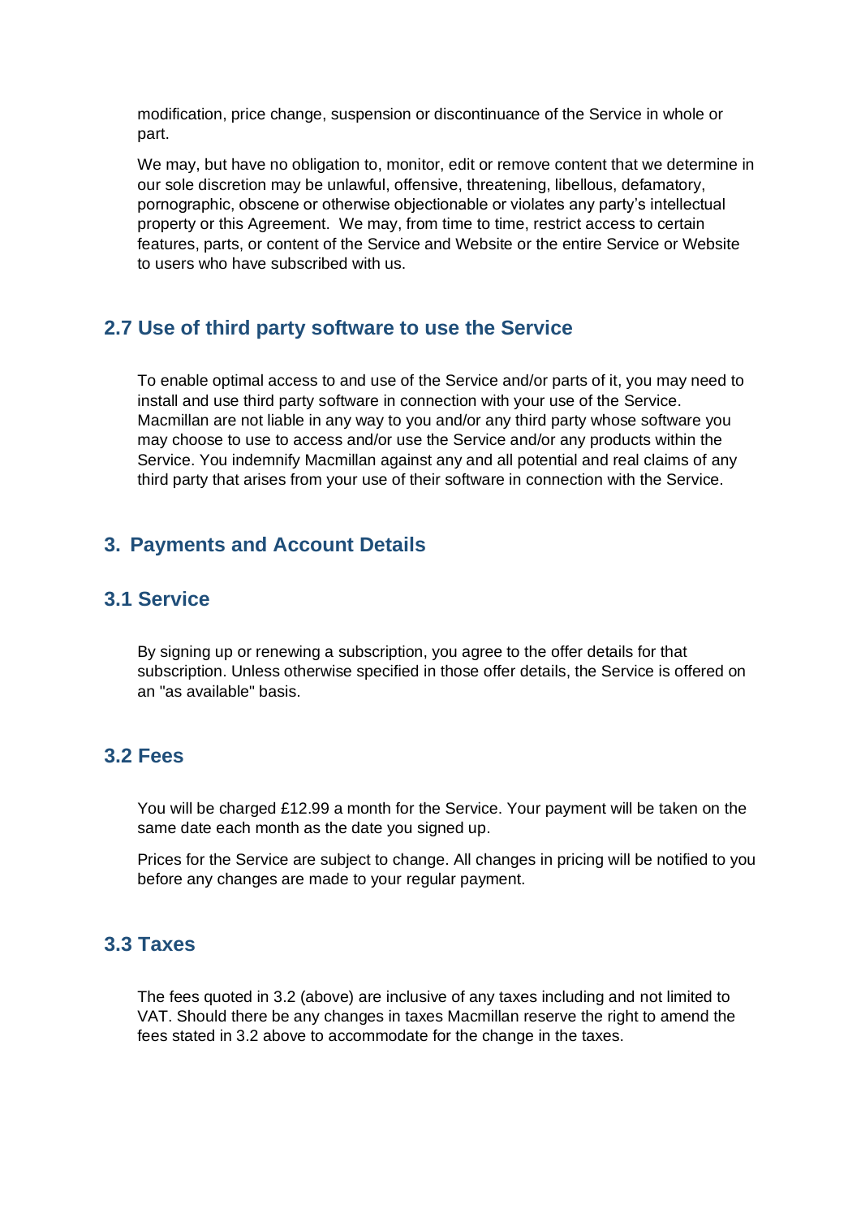modification, price change, suspension or discontinuance of the Service in whole or part.

We may, but have no obligation to, monitor, edit or remove content that we determine in our sole discretion may be unlawful, offensive, threatening, libellous, defamatory, pornographic, obscene or otherwise objectionable or violates any party's intellectual property or this Agreement. We may, from time to time, restrict access to certain features, parts, or content of the Service and Website or the entire Service or Website to users who have subscribed with us.

## 2.7 Use of third party software to use the Service

To enable optimal access to and use of the Service and/or parts of it, you may need to install and use third party software in connection with your use of the Service. Macmillan are not liable in any way to you and/or any third party whose software you may choose to use to access and/or use the Service and/or any products within the Service. You indemnify Macmillan against any and all potential and real claims of any third party that arises from your use of their software in connection with the Service.

## 3. Payments and Account Details

## 3.1 Service

By signing up or renewing a subscription, you agree to the offer details for that subscription. Unless otherwise specified in those offer details, the Service is offered on an "as available" basis.

## 3.2 Fees

You will be charged £12.99 a month for the Service. Your payment will be taken on the same date each month as the date you signed up.

Prices for the Service are subject to change. All changes in pricing will be notified to you before any changes are made to your regular payment.

## 3.3 Taxes

The fees quoted in 3.2 (above) are inclusive of any taxes including and not limited to VAT. Should there be any changes in taxes Macmillan reserve the right to amend the fees stated in 3.2 above to accommodate for the change in the taxes.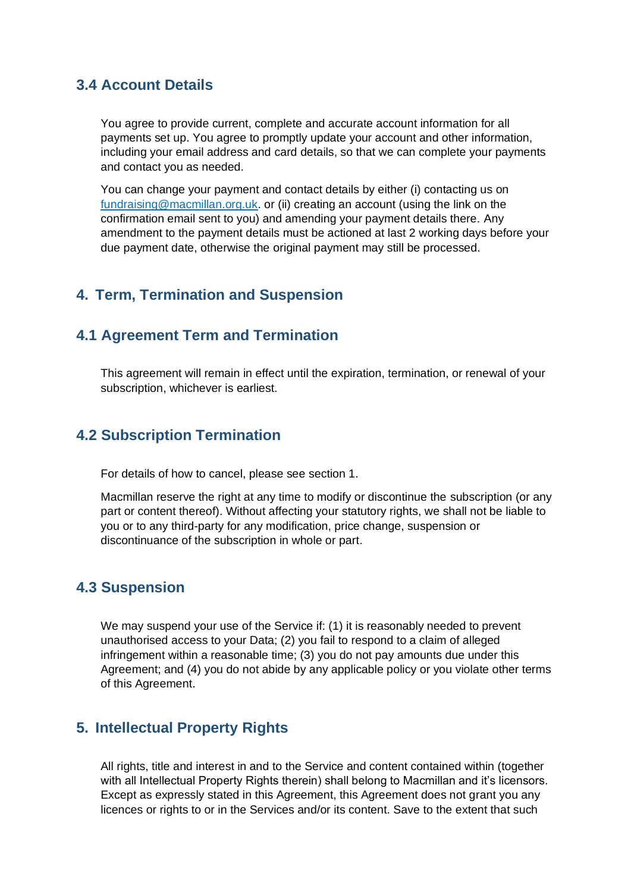### 3.4 Account Details

You agree to provide current, complete and accurate account information for all payments set up. You agree to promptly update your account and other information, including your email address and card details, so that we can complete your payments and contact you as needed.

You can change your payment and contact details by either (i) contacting us on [fundraising@macmillan.org.uk](mailto:fundraising@macmillan.org.uk). or (ii) creating an account (using the link on the confirmation email sent to you) and amending your payment details there. Any amendment to the payment details must be actioned at last 2 working days before your due payment date, otherwise the original payment may still be processed.

## 4. Term, Termination and Suspension

### 4.1 Agreement Term and Termination

This agreement will remain in effect until the expiration, termination, or renewal of your subscription, whichever is earliest.

### 4.2 Subscription Termination

For details of how to cancel, please see section 1.

Macmillan reserve the right at any time to modify or discontinue the subscription (or any part or content thereof). Without affecting your statutory rights, we shall not be liable to you or to any third-party for any modification, price change, suspension or discontinuance of the subscription in whole or part.

### 4.3 Suspension

We may suspend your use of the Service if: (1) it is reasonably needed to prevent unauthorised access to your Data; (2) you fail to respond to a claim of alleged infringement within a reasonable time; (3) you do not pay amounts due under this Agreement; and (4) you do not abide by any applicable policy or you violate other terms of this Agreement.

## 5. Intellectual Property Rights

All rights, title and interest in and to the Service and content contained within (together with all Intellectual Property Rights therein) shall belong to Macmillan and it's licensors. Except as expressly stated in this Agreement, this Agreement does not grant you any licences or rights to or in the Services and/or its content. Save to the extent that such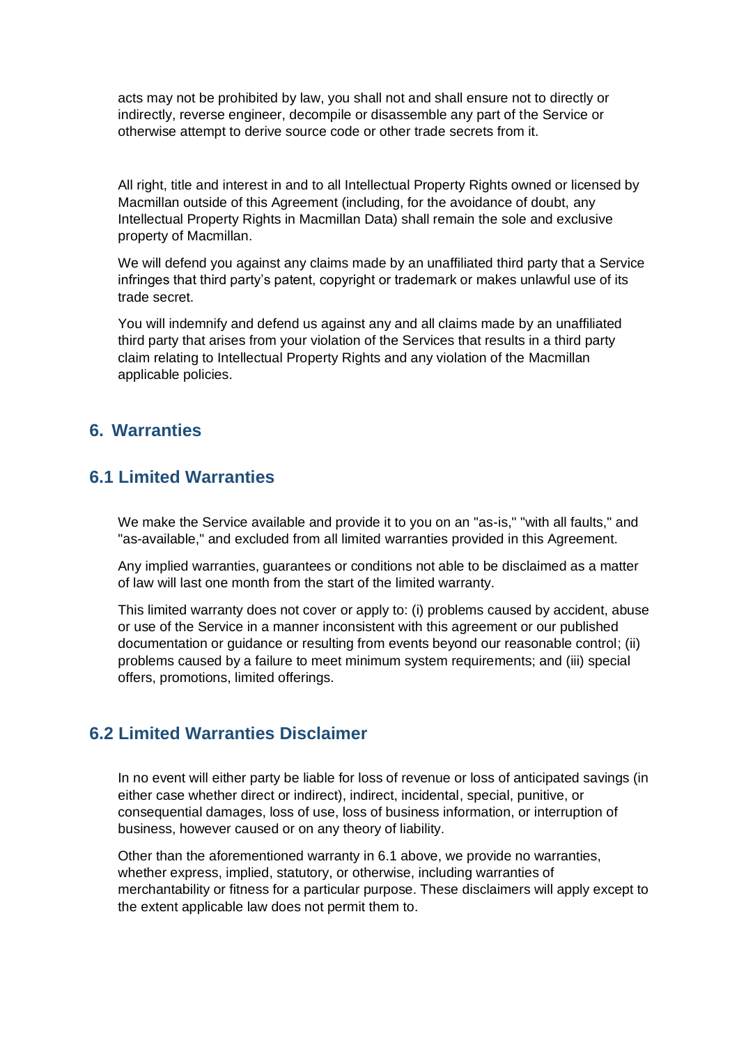acts may not be prohibited by law, you shall not and shall ensure not to directly or indirectly, reverse engineer, decompile or disassemble any part of the Service or otherwise attempt to derive source code or other trade secrets from it.

All right, title and interest in and to all Intellectual Property Rights owned or licensed by Macmillan outside of this Agreement (including, for the avoidance of doubt, any Intellectual Property Rights in Macmillan Data) shall remain the sole and exclusive property of Macmillan.

We will defend you against any claims made by an unaffiliated third party that a Service infringes that third party's patent, copyright or trademark or makes unlawful use of its trade secret.

You will indemnify and defend us against any and all claims made by an unaffiliated third party that arises from your violation of the Services that results in a third party claim relating to Intellectual Property Rights and any violation of the Macmillan applicable policies.

## 6. Warranties

## 6.1 Limited Warranties

We make the Service available and provide it to you on an "as-is," "with all faults," and "as-available," and excluded from all limited warranties provided in this Agreement.

Any implied warranties, guarantees or conditions not able to be disclaimed as a matter of law will last one month from the start of the limited warranty.

This limited warranty does not cover or apply to: (i) problems caused by accident, abuse or use of the Service in a manner inconsistent with this agreement or our published documentation or guidance or resulting from events beyond our reasonable control; (ii) problems caused by a failure to meet minimum system requirements; and (iii) special offers, promotions, limited offerings.

## 6.2 Limited Warranties Disclaimer

In no event will either party be liable for loss of revenue or loss of anticipated savings (in either case whether direct or indirect), indirect, incidental, special, punitive, or consequential damages, loss of use, loss of business information, or interruption of business, however caused or on any theory of liability.

Other than the aforementioned warranty in 6.1 above, we provide no warranties, whether express, implied, statutory, or otherwise, including warranties of merchantability or fitness for a particular purpose. These disclaimers will apply except to the extent applicable law does not permit them to.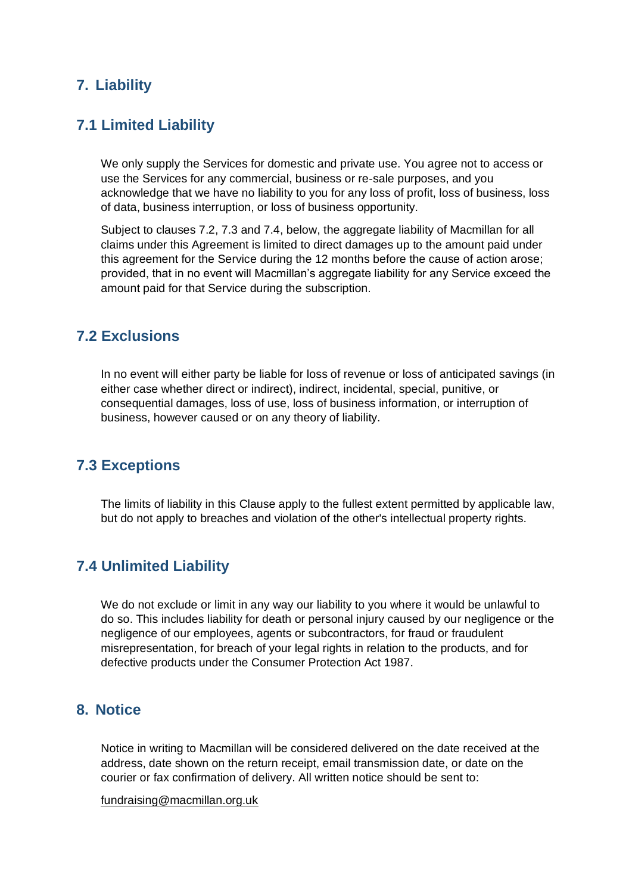## 7. Liability

### 7.1 Limited Liability

We only supply the Services for domestic and private use. You agree not to access or use the Services for any commercial, business or re-sale purposes, and you acknowledge that we have no liability to you for any loss of profit, loss of business, loss of data, business interruption, or loss of business opportunity.

Subject to clauses 7.2, 7.3 and 7.4, below, the aggregate liability of Macmillan for all claims under this Agreement is limited to direct damages up to the amount paid under this agreement for the Service during the 12 months before the cause of action arose; provided, that in no event will Macmillan's aggregate liability for any Service exceed the amount paid for that Service during the subscription.

### 7.2 Exclusions

In no event will either party be liable for loss of revenue or loss of anticipated savings (in either case whether direct or indirect), indirect, incidental, special, punitive, or consequential damages, loss of use, loss of business information, or interruption of business, however caused or on any theory of liability.

### 7.3 Exceptions

The limits of liability in this Clause apply to the fullest extent permitted by applicable law, but do not apply to breaches and violation of the other's intellectual property rights.

### 7.4 Unlimited Liability

We do not exclude or limit in any way our liability to you where it would be unlawful to do so. This includes liability for death or personal injury caused by our negligence or the negligence of our employees, agents or subcontractors, for fraud or fraudulent misrepresentation, for breach of your legal rights in relation to the products, and for defective products under the Consumer Protection Act 1987.

## 8. Notice

Notice in writing to Macmillan will be considered delivered on the date received at the address, date shown on the return receipt, email transmission date, or date on the courier or fax confirmation of delivery. All written notice should be sent to:

fundraising@macmillan.org.uk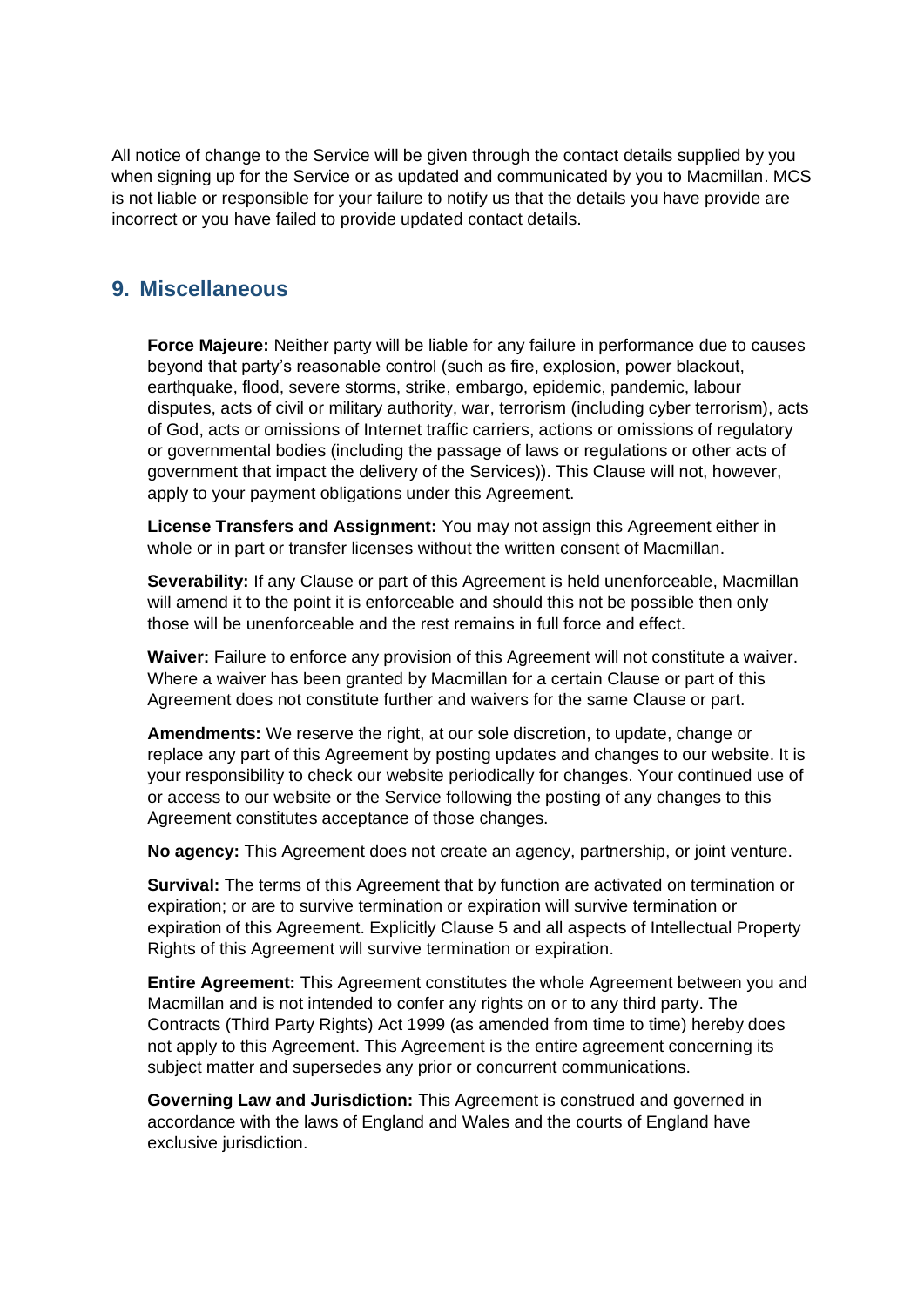All notice of change to the Service will be given through the contact details supplied by you when signing up for the Service or as updated and communicated by you to Macmillan. MCS is not liable or responsible for your failure to notify us that the details you have provide are incorrect or you have failed to provide updated contact details.

## 9. Miscellaneous

**Force Majeure:** Neither party will be liable for any failure in performance due to causes beyond that party's reasonable control (such as fire, explosion, power blackout, earthquake, flood, severe storms, strike, embargo, epidemic, pandemic, labour disputes, acts of civil or military authority, war, terrorism (including cyber terrorism), acts of God, acts or omissions of Internet traffic carriers, actions or omissions of regulatory or governmental bodies (including the passage of laws or regulations or other acts of government that impact the delivery of the Services)). This Clause will not, however, apply to your payment obligations under this Agreement.

**License Transfers and Assignment:** You may not assign this Agreement either in whole or in part or transfer licenses without the written consent of Macmillan.

**Severability:** If any Clause or part of this Agreement is held unenforceable, Macmillan will amend it to the point it is enforceable and should this not be possible then only those will be unenforceable and the rest remains in full force and effect.

**Waiver:** Failure to enforce any provision of this Agreement will not constitute a waiver. Where a waiver has been granted by Macmillan for a certain Clause or part of this Agreement does not constitute further and waivers for the same Clause or part.

**Amendments:** We reserve the right, at our sole discretion, to update, change or replace any part of this Agreement by posting updates and changes to our website. It is your responsibility to check our website periodically for changes. Your continued use of or access to our website or the Service following the posting of any changes to this Agreement constitutes acceptance of those changes.

**No agency:** This Agreement does not create an agency, partnership, or joint venture.

**Survival:** The terms of this Agreement that by function are activated on termination or expiration; or are to survive termination or expiration will survive termination or expiration of this Agreement. Explicitly Clause 5 and all aspects of Intellectual Property Rights of this Agreement will survive termination or expiration.

**Entire Agreement:** This Agreement constitutes the whole Agreement between you and Macmillan and is not intended to confer any rights on or to any third party. The Contracts (Third Party Rights) Act 1999 (as amended from time to time) hereby does not apply to this Agreement. This Agreement is the entire agreement concerning its subject matter and supersedes any prior or concurrent communications.

**Governing Law and Jurisdiction:** This Agreement is construed and governed in accordance with the laws of England and Wales and the courts of England have exclusive jurisdiction.